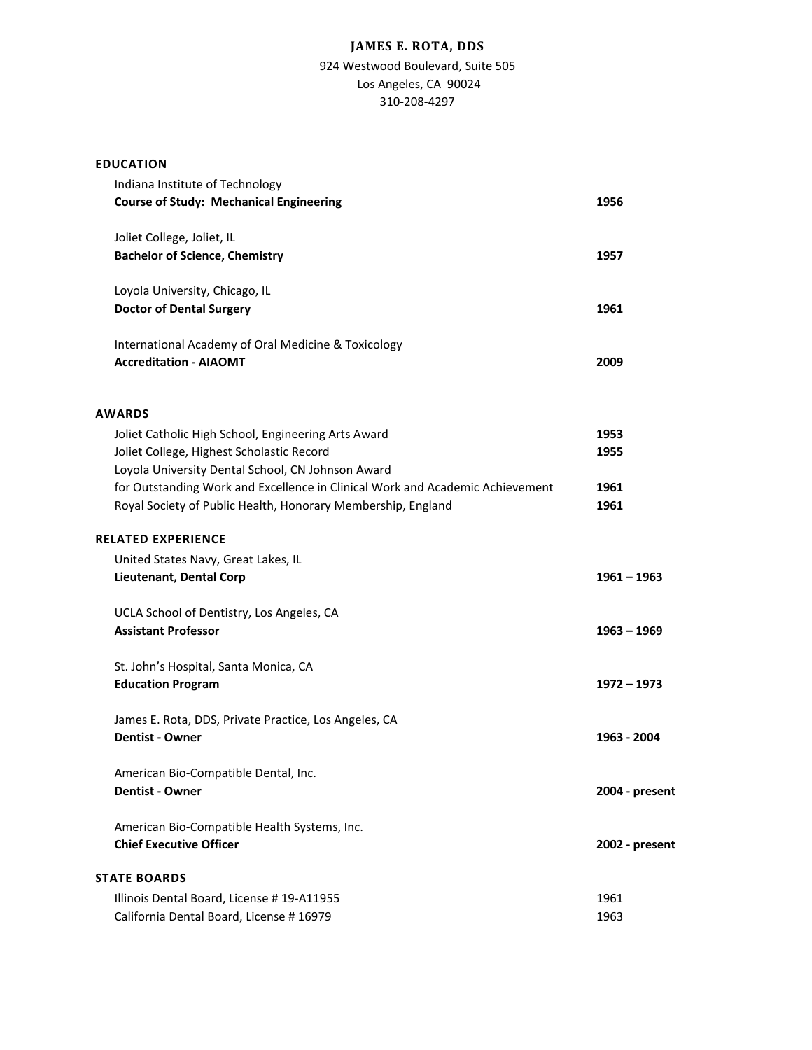# JAMES E. ROTA, DDS

924 Westwood Boulevard, Suite 505
Los Angeles, CA 90024
310-208-4297

## EDUCATION

Indiana Institute of Technology
**Course of Study: Mechanical Engineering** — **1956**

Joliet College, Joliet, IL
**Bachelor of Science, Chemistry** — **1957**

Loyola University, Chicago, IL
**Doctor of Dental Surgery** — **1961**

International Academy of Oral Medicine & Toxicology
**Accreditation - AIAOMT** — **2009**

## AWARDS

| Award | Year |
|---|---|
| Joliet Catholic High School, Engineering Arts Award | **1953** |
| Joliet College, Highest Scholastic Record | **1955** |
| Loyola University Dental School, CN Johnson Award for Outstanding Work and Excellence in Clinical Work and Academic Achievement | **1961** |
| Royal Society of Public Health, Honorary Membership, England | **1961** |

## RELATED EXPERIENCE

United States Navy, Great Lakes, IL
**Lieutenant, Dental Corp** — **1961 – 1963**

UCLA School of Dentistry, Los Angeles, CA
**Assistant Professor** — **1963 – 1969**

St. John's Hospital, Santa Monica, CA
**Education Program** — **1972 – 1973**

James E. Rota, DDS, Private Practice, Los Angeles, CA
**Dentist - Owner** — **1963 - 2004**

American Bio-Compatible Dental, Inc.
**Dentist - Owner** — **2004 - present**

American Bio-Compatible Health Systems, Inc.
**Chief Executive Officer** — **2002 - present**

## STATE BOARDS

| Board | Year |
|---|---|
| Illinois Dental Board, License # 19-A11955 | 1961 |
| California Dental Board, License # 16979 | 1963 |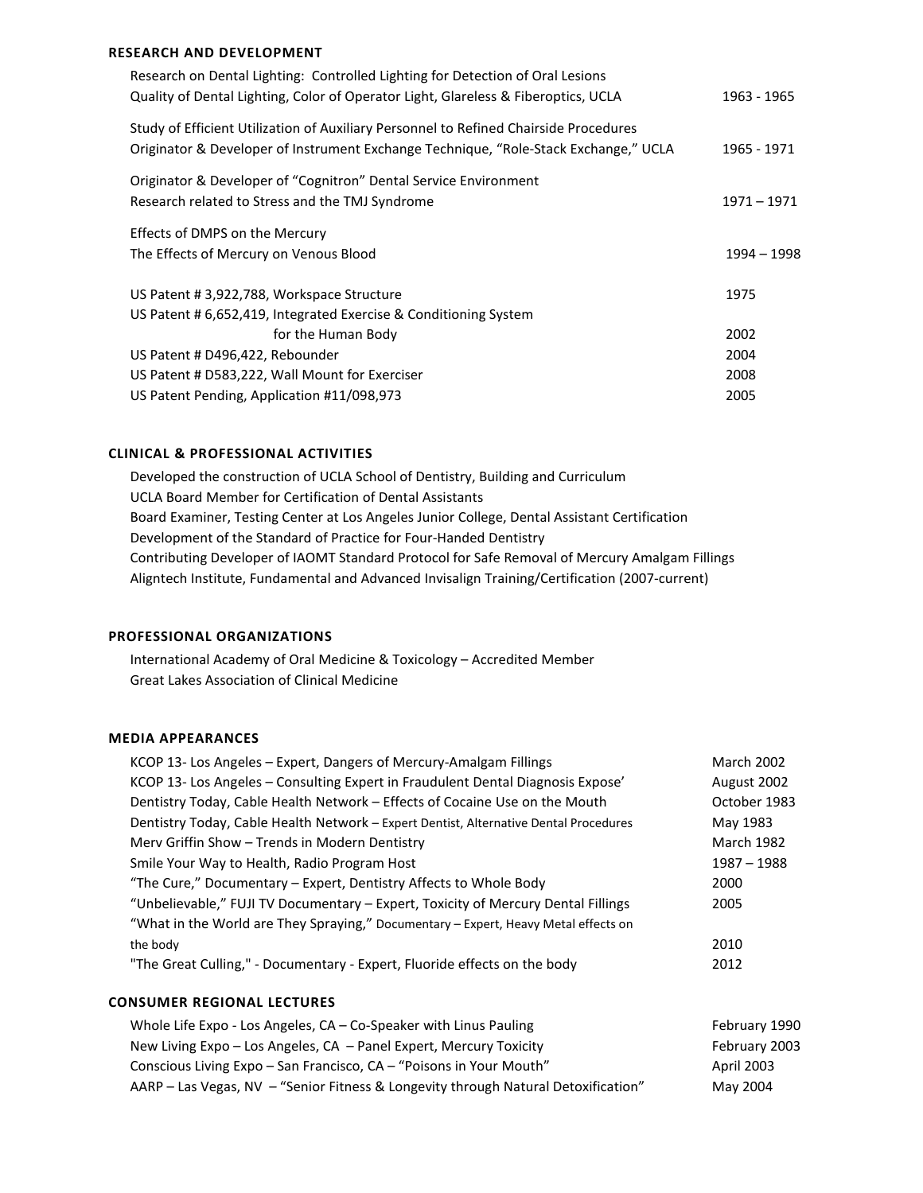## RESEARCH AND DEVELOPMENT

| | |
|---|---|
| Research on Dental Lighting: Controlled Lighting for Detection of Oral Lesions<br>Quality of Dental Lighting, Color of Operator Light, Glareless & Fiberoptics, UCLA | 1963 - 1965 |
| Study of Efficient Utilization of Auxiliary Personnel to Refined Chairside Procedures<br>Originator & Developer of Instrument Exchange Technique, "Role-Stack Exchange," UCLA | 1965 - 1971 |
| Originator & Developer of "Cognitron" Dental Service Environment<br>Research related to Stress and the TMJ Syndrome | 1971 – 1971 |
| Effects of DMPS on the Mercury<br>The Effects of Mercury on Venous Blood | 1994 – 1998 |
| US Patent # 3,922,788, Workspace Structure | 1975 |
| US Patent # 6,652,419, Integrated Exercise & Conditioning System for the Human Body | 2002 |
| US Patent # D496,422, Rebounder | 2004 |
| US Patent # D583,222, Wall Mount for Exerciser | 2008 |
| US Patent Pending, Application #11/098,973 | 2005 |

## CLINICAL & PROFESSIONAL ACTIVITIES

Developed the construction of UCLA School of Dentistry, Building and Curriculum
UCLA Board Member for Certification of Dental Assistants
Board Examiner, Testing Center at Los Angeles Junior College, Dental Assistant Certification
Development of the Standard of Practice for Four-Handed Dentistry
Contributing Developer of IAOMT Standard Protocol for Safe Removal of Mercury Amalgam Fillings
Aligntech Institute, Fundamental and Advanced Invisalign Training/Certification (2007-current)

## PROFESSIONAL ORGANIZATIONS

International Academy of Oral Medicine & Toxicology – Accredited Member
Great Lakes Association of Clinical Medicine

## MEDIA APPEARANCES

| | |
|---|---|
| KCOP 13- Los Angeles – Expert, Dangers of Mercury-Amalgam Fillings | March 2002 |
| KCOP 13- Los Angeles – Consulting Expert in Fraudulent Dental Diagnosis Expose' | August 2002 |
| Dentistry Today, Cable Health Network – Effects of Cocaine Use on the Mouth | October 1983 |
| Dentistry Today, Cable Health Network – Expert Dentist, Alternative Dental Procedures | May 1983 |
| Merv Griffin Show – Trends in Modern Dentistry | March 1982 |
| Smile Your Way to Health, Radio Program Host | 1987 – 1988 |
| "The Cure," Documentary – Expert, Dentistry Affects to Whole Body | 2000 |
| "Unbelievable," FUJI TV Documentary – Expert, Toxicity of Mercury Dental Fillings | 2005 |
| "What in the World are They Spraying," Documentary – Expert, Heavy Metal effects on the body | 2010 |
| "The Great Culling," - Documentary - Expert, Fluoride effects on the body | 2012 |

## CONSUMER REGIONAL LECTURES

| | |
|---|---|
| Whole Life Expo - Los Angeles, CA – Co-Speaker with Linus Pauling | February 1990 |
| New Living Expo – Los Angeles, CA – Panel Expert, Mercury Toxicity | February 2003 |
| Conscious Living Expo – San Francisco, CA – "Poisons in Your Mouth" | April 2003 |
| AARP – Las Vegas, NV – "Senior Fitness & Longevity through Natural Detoxification" | May 2004 |